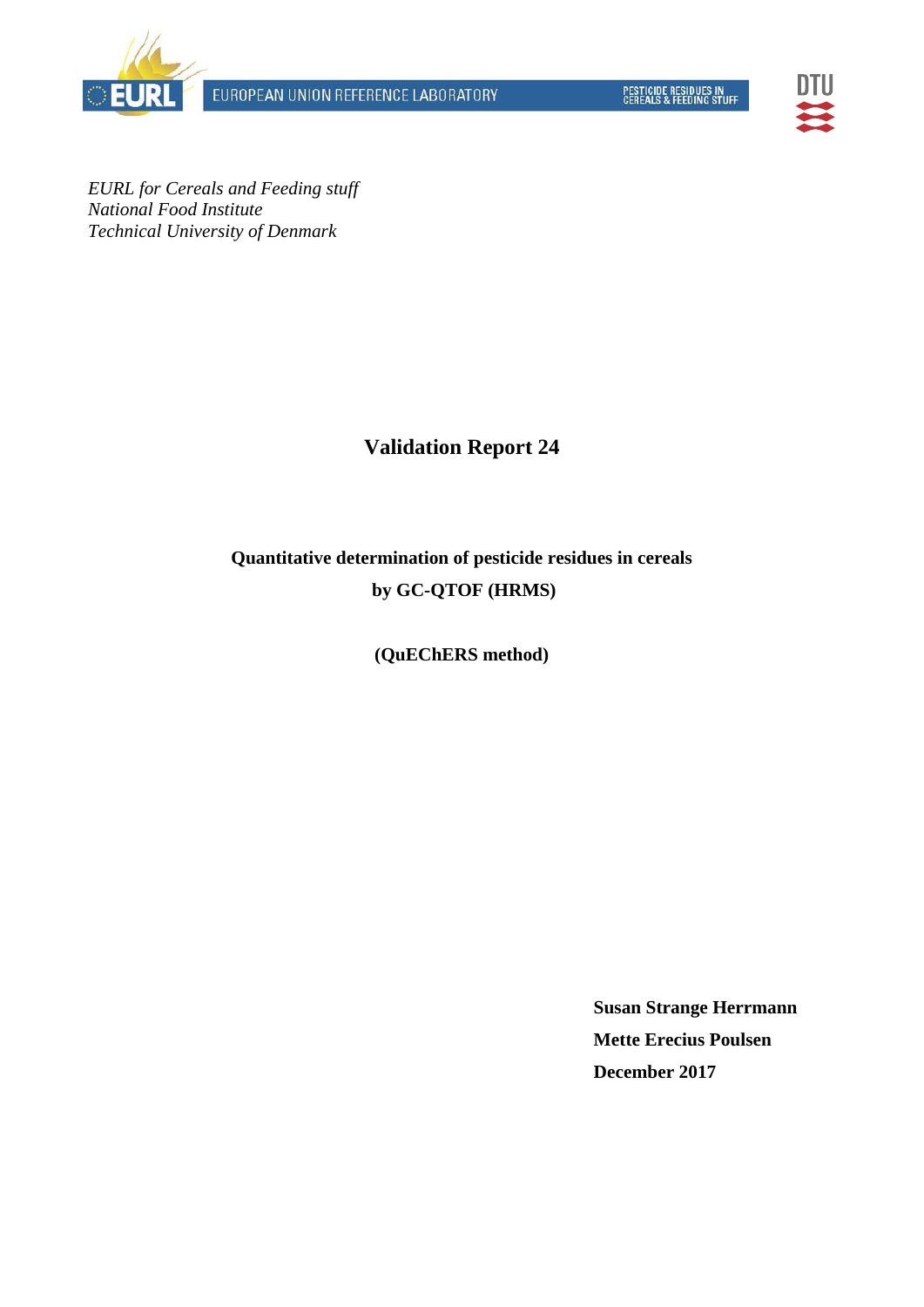EUROPEAN UNION REFERENCE LABORATORY

PESTICIDE RESIDUES IN CEREALS & FEEDING STUFF

*EURL for Cereals and Feeding stuff*
*National Food Institute*
*Technical University of Denmark*

# Validation Report 24

## Quantitative determination of pesticide residues in cereals by GC-QTOF (HRMS)

## (QuEChERS method)

**Susan Strange Herrmann**

**Mette Erecius Poulsen**

**December 2017**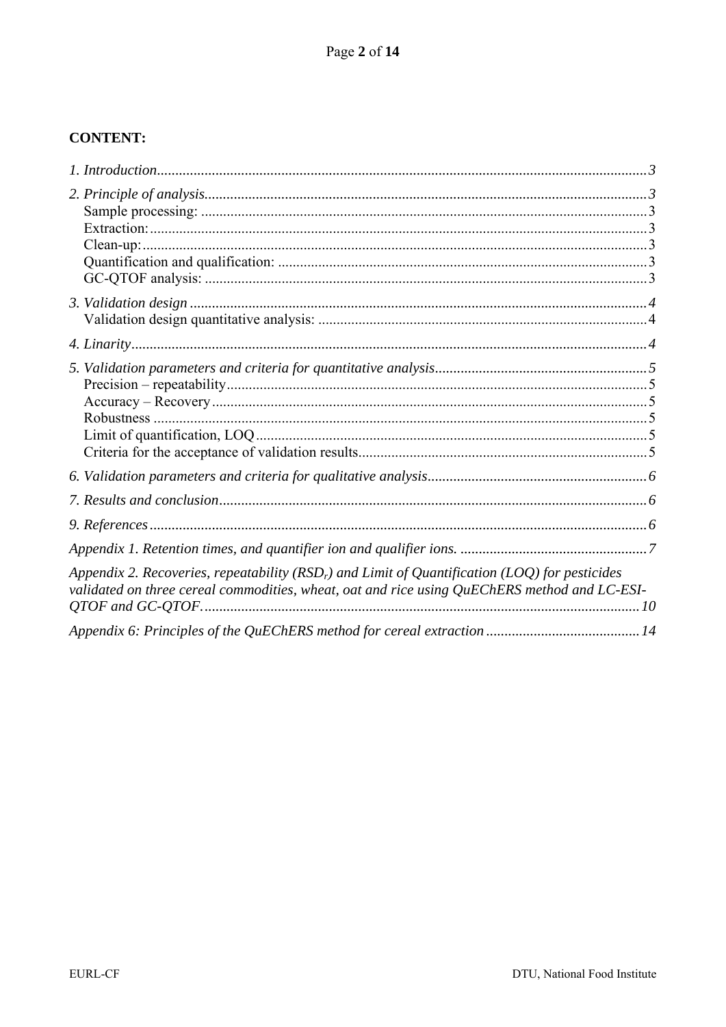**CONTENT:**

*1. Introduction*.....................................................................................................................................3

*2. Principle of analysis*.........................................................................................................................3
   Sample processing: .........................................................................................................................3
   Extraction:.......................................................................................................................................3
   Clean-up:.........................................................................................................................................3
   Quantification and qualification: .....................................................................................................3
   GC-QTOF analysis: ........................................................................................................................3

*3. Validation design* ............................................................................................................................4
   Validation design quantitative analysis: ..........................................................................................4

*4. Linarity*............................................................................................................................................4

*5. Validation parameters and criteria for quantitative analysis*..........................................................5
   Precision – repeatability..................................................................................................................5
   Accuracy – Recovery......................................................................................................................5
   Robustness ......................................................................................................................................5
   Limit of quantification, LOQ..........................................................................................................5
   Criteria for the acceptance of validation results..............................................................................5

*6. Validation parameters and criteria for qualitative analysis*...........................................................6

*7. Results and conclusion*....................................................................................................................6

*9. References*.......................................................................................................................................6

*Appendix 1. Retention times, and quantifier ion and qualifier ions.* ..................................................7

*Appendix 2. Recoveries, repeatability ($RSD_r$) and Limit of Quantification (LOQ) for pesticides validated on three cereal commodities, wheat, oat and rice using QuEChERS method and LC-ESI-QTOF and GC-QTOF.*......................................................................................................................10

*Appendix 6: Principles of the QuEChERS method for cereal extraction* .........................................14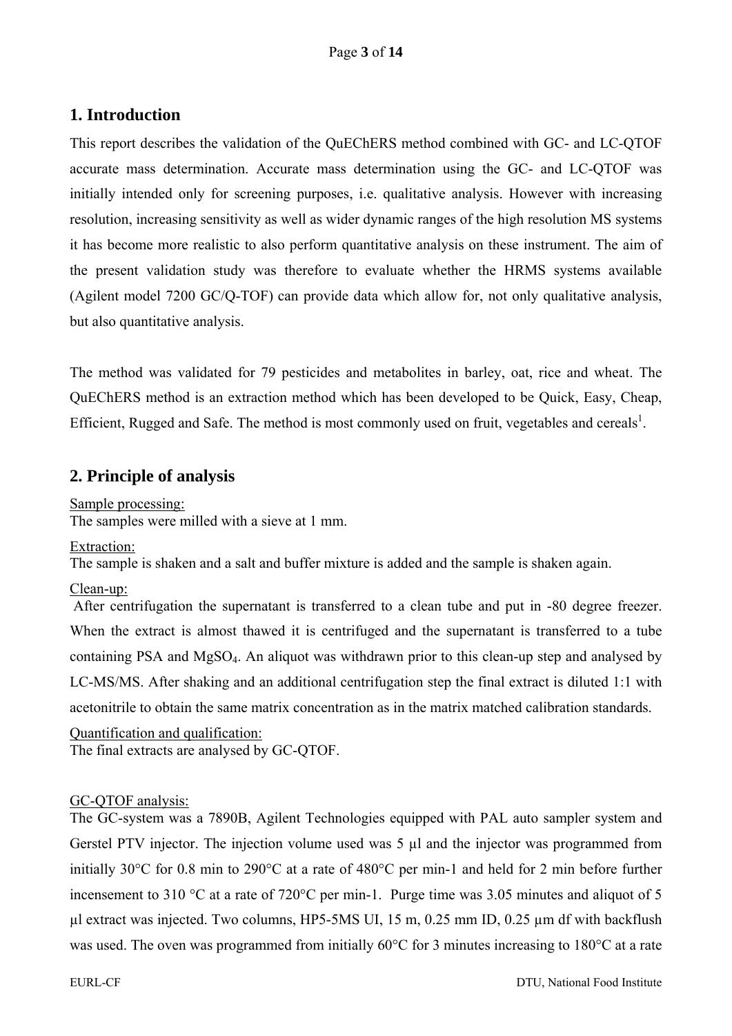## 1. Introduction

This report describes the validation of the QuEChERS method combined with GC- and LC-QTOF accurate mass determination. Accurate mass determination using the GC- and LC-QTOF was initially intended only for screening purposes, i.e. qualitative analysis. However with increasing resolution, increasing sensitivity as well as wider dynamic ranges of the high resolution MS systems it has become more realistic to also perform quantitative analysis on these instrument. The aim of the present validation study was therefore to evaluate whether the HRMS systems available (Agilent model 7200 GC/Q-TOF) can provide data which allow for, not only qualitative analysis, but also quantitative analysis.

The method was validated for 79 pesticides and metabolites in barley, oat, rice and wheat. The QuEChERS method is an extraction method which has been developed to be Quick, Easy, Cheap, Efficient, Rugged and Safe. The method is most commonly used on fruit, vegetables and cereals[1].

## 2. Principle of analysis

Sample processing:
The samples were milled with a sieve at 1 mm.

Extraction:
The sample is shaken and a salt and buffer mixture is added and the sample is shaken again.

Clean-up:
After centrifugation the supernatant is transferred to a clean tube and put in -80 degree freezer. When the extract is almost thawed it is centrifuged and the supernatant is transferred to a tube containing PSA and $MgSO_4$. An aliquot was withdrawn prior to this clean-up step and analysed by LC-MS/MS. After shaking and an additional centrifugation step the final extract is diluted 1:1 with acetonitrile to obtain the same matrix concentration as in the matrix matched calibration standards.

Quantification and qualification:
The final extracts are analysed by GC-QTOF.

GC-QTOF analysis:
The GC-system was a 7890B, Agilent Technologies equipped with PAL auto sampler system and Gerstel PTV injector. The injection volume used was 5 µl and the injector was programmed from initially 30°C for 0.8 min to 290°C at a rate of 480°C per min-1 and held for 2 min before further incensement to 310 °C at a rate of 720°C per min-1. Purge time was 3.05 minutes and aliquot of 5 µl extract was injected. Two columns, HP5-5MS UI, 15 m, 0.25 mm ID, 0.25 µm df with backflush was used. The oven was programmed from initially 60°C for 3 minutes increasing to 180°C at a rate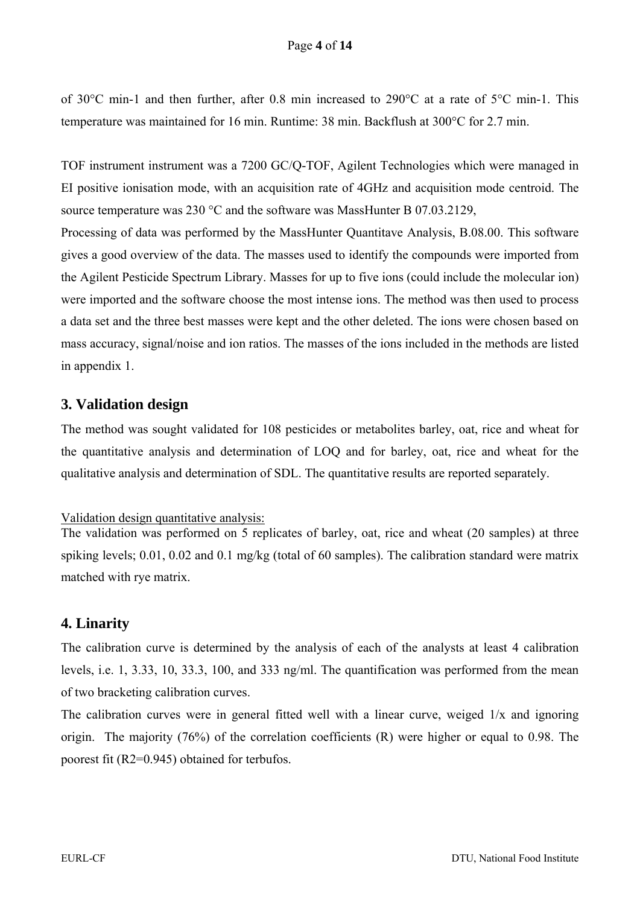of 30°C min-1 and then further, after 0.8 min increased to 290°C at a rate of 5°C min-1. This temperature was maintained for 16 min. Runtime: 38 min. Backflush at 300°C for 2.7 min.

TOF instrument instrument was a 7200 GC/Q-TOF, Agilent Technologies which were managed in EI positive ionisation mode, with an acquisition rate of 4GHz and acquisition mode centroid. The source temperature was 230 °C and the software was MassHunter B 07.03.2129,

Processing of data was performed by the MassHunter Quantitave Analysis, B.08.00. This software gives a good overview of the data. The masses used to identify the compounds were imported from the Agilent Pesticide Spectrum Library. Masses for up to five ions (could include the molecular ion) were imported and the software choose the most intense ions. The method was then used to process a data set and the three best masses were kept and the other deleted. The ions were chosen based on mass accuracy, signal/noise and ion ratios. The masses of the ions included in the methods are listed in appendix 1.

## 3. Validation design

The method was sought validated for 108 pesticides or metabolites barley, oat, rice and wheat for the quantitative analysis and determination of LOQ and for barley, oat, rice and wheat for the qualitative analysis and determination of SDL. The quantitative results are reported separately.

Validation design quantitative analysis:

The validation was performed on 5 replicates of barley, oat, rice and wheat (20 samples) at three spiking levels; 0.01, 0.02 and 0.1 mg/kg (total of 60 samples). The calibration standard were matrix matched with rye matrix.

## 4. Linarity

The calibration curve is determined by the analysis of each of the analysts at least 4 calibration levels, i.e. 1, 3.33, 10, 33.3, 100, and 333 ng/ml. The quantification was performed from the mean of two bracketing calibration curves.

The calibration curves were in general fitted well with a linear curve, weiged 1/x and ignoring origin. The majority (76%) of the correlation coefficients (R) were higher or equal to 0.98. The poorest fit ($R2=0.945$) obtained for terbufos.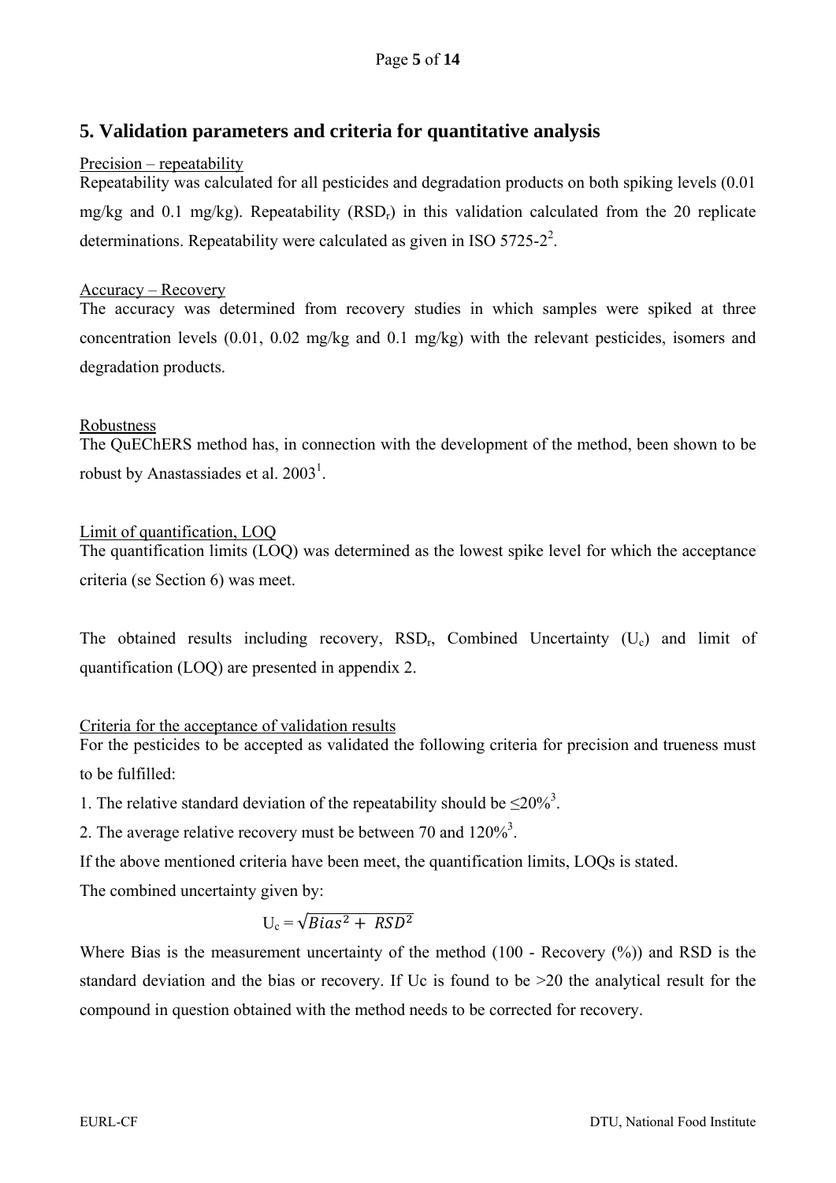## 5. Validation parameters and criteria for quantitative analysis

Precision – repeatability

Repeatability was calculated for all pesticides and degradation products on both spiking levels (0.01 mg/kg and 0.1 mg/kg). Repeatability ($RSD_r$) in this validation calculated from the 20 replicate determinations. Repeatability were calculated as given in ISO 5725-2[2].

Accuracy – Recovery

The accuracy was determined from recovery studies in which samples were spiked at three concentration levels (0.01, 0.02 mg/kg and 0.1 mg/kg) with the relevant pesticides, isomers and degradation products.

Robustness

The QuEChERS method has, in connection with the development of the method, been shown to be robust by Anastassiades et al. 2003[1].

Limit of quantification, LOQ

The quantification limits (LOQ) was determined as the lowest spike level for which the acceptance criteria (se Section 6) was meet.

The obtained results including recovery, $RSD_r$, Combined Uncertainty ($U_c$) and limit of quantification (LOQ) are presented in appendix 2.

Criteria for the acceptance of validation results

For the pesticides to be accepted as validated the following criteria for precision and trueness must to be fulfilled:

1. The relative standard deviation of the repeatability should be ≤20%[3].
2. The average relative recovery must be between 70 and 120%[3].

If the above mentioned criteria have been meet, the quantification limits, LOQs is stated.

The combined uncertainty given by:

$$U_c = \sqrt{Bias^2 + RSD^2}$$

Where Bias is the measurement uncertainty of the method (100 - Recovery (%)) and RSD is the standard deviation and the bias or recovery. If Uc is found to be >20 the analytical result for the compound in question obtained with the method needs to be corrected for recovery.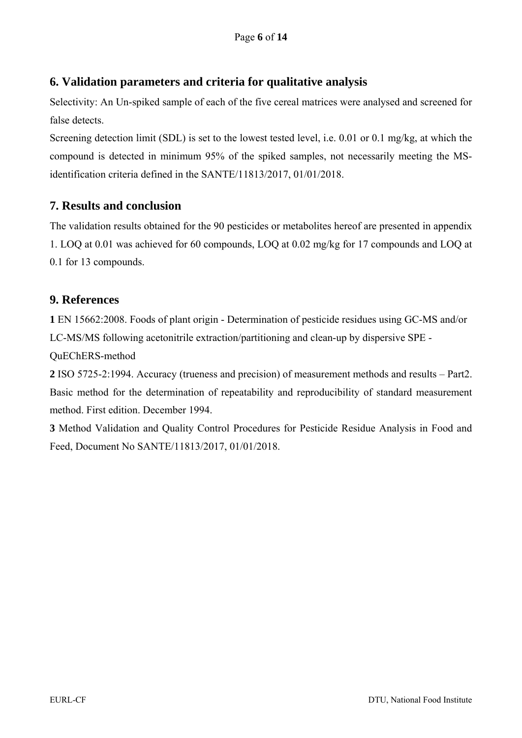## 6. Validation parameters and criteria for qualitative analysis

Selectivity: An Un-spiked sample of each of the five cereal matrices were analysed and screened for false detects.

Screening detection limit (SDL) is set to the lowest tested level, i.e. 0.01 or 0.1 mg/kg, at which the compound is detected in minimum 95% of the spiked samples, not necessarily meeting the MS-identification criteria defined in the SANTE/11813/2017, 01/01/2018.

## 7. Results and conclusion

The validation results obtained for the 90 pesticides or metabolites hereof are presented in appendix 1. LOQ at 0.01 was achieved for 60 compounds, LOQ at 0.02 mg/kg for 17 compounds and LOQ at 0.1 for 13 compounds.

## 9. References

**1** EN 15662:2008. Foods of plant origin - Determination of pesticide residues using GC-MS and/or LC-MS/MS following acetonitrile extraction/partitioning and clean-up by dispersive SPE - QuEChERS-method

**2** ISO 5725-2:1994. Accuracy (trueness and precision) of measurement methods and results – Part2. Basic method for the determination of repeatability and reproducibility of standard measurement method. First edition. December 1994.

**3** Method Validation and Quality Control Procedures for Pesticide Residue Analysis in Food and Feed, Document No SANTE/11813/2017, 01/01/2018.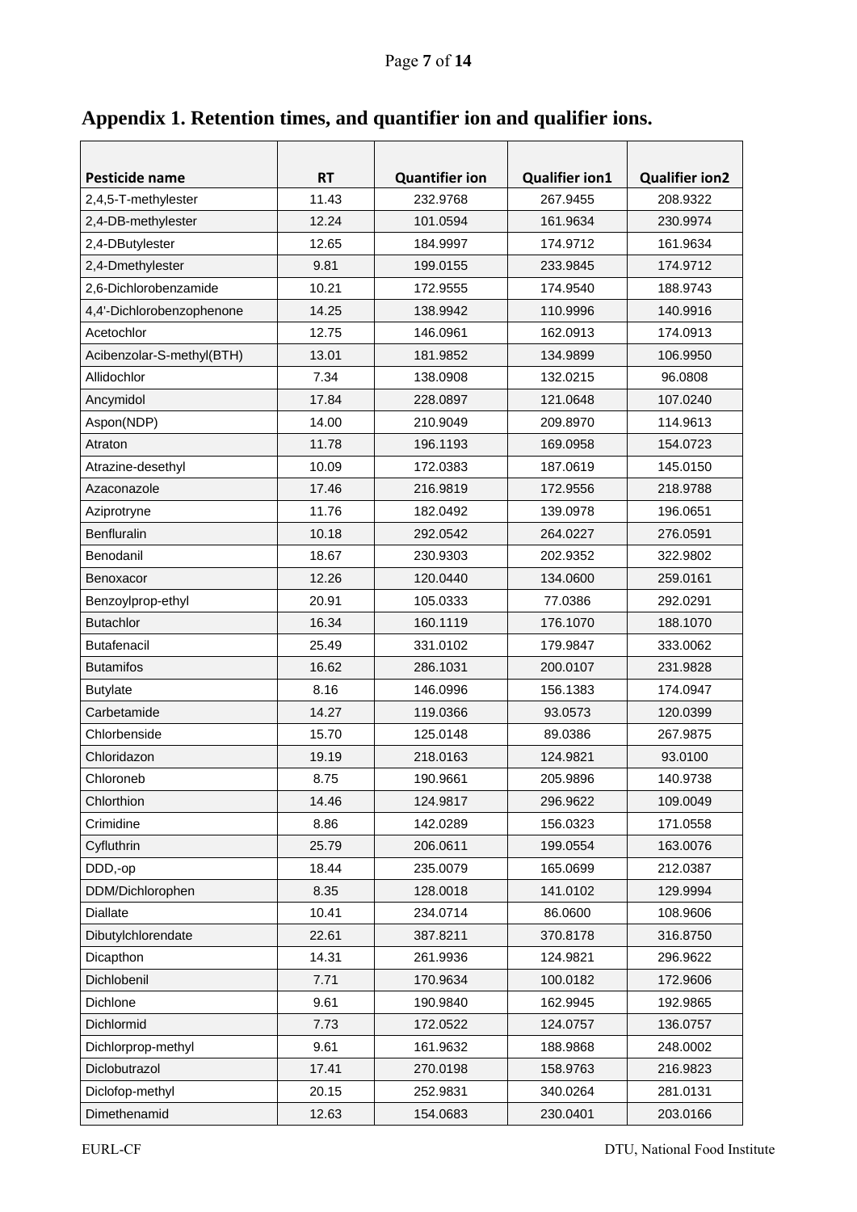## Appendix 1. Retention times, and quantifier ion and qualifier ions.

| Pesticide name | RT | Quantifier ion | Qualifier ion1 | Qualifier ion2 |
|---|---|---|---|---|
| 2,4,5-T-methylester | 11.43 | 232.9768 | 267.9455 | 208.9322 |
| 2,4-DB-methylester | 12.24 | 101.0594 | 161.9634 | 230.9974 |
| 2,4-DButylester | 12.65 | 184.9997 | 174.9712 | 161.9634 |
| 2,4-Dmethylester | 9.81 | 199.0155 | 233.9845 | 174.9712 |
| 2,6-Dichlorobenzamide | 10.21 | 172.9555 | 174.9540 | 188.9743 |
| 4,4'-Dichlorobenzophenone | 14.25 | 138.9942 | 110.9996 | 140.9916 |
| Acetochlor | 12.75 | 146.0961 | 162.0913 | 174.0913 |
| Acibenzolar-S-methyl(BTH) | 13.01 | 181.9852 | 134.9899 | 106.9950 |
| Allidochlor | 7.34 | 138.0908 | 132.0215 | 96.0808 |
| Ancymidol | 17.84 | 228.0897 | 121.0648 | 107.0240 |
| Aspon(NDP) | 14.00 | 210.9049 | 209.8970 | 114.9613 |
| Atraton | 11.78 | 196.1193 | 169.0958 | 154.0723 |
| Atrazine-desethyl | 10.09 | 172.0383 | 187.0619 | 145.0150 |
| Azaconazole | 17.46 | 216.9819 | 172.9556 | 218.9788 |
| Aziprotryne | 11.76 | 182.0492 | 139.0978 | 196.0651 |
| Benfluralin | 10.18 | 292.0542 | 264.0227 | 276.0591 |
| Benodanil | 18.67 | 230.9303 | 202.9352 | 322.9802 |
| Benoxacor | 12.26 | 120.0440 | 134.0600 | 259.0161 |
| Benzoylprop-ethyl | 20.91 | 105.0333 | 77.0386 | 292.0291 |
| Butachlor | 16.34 | 160.1119 | 176.1070 | 188.1070 |
| Butafenacil | 25.49 | 331.0102 | 179.9847 | 333.0062 |
| Butamifos | 16.62 | 286.1031 | 200.0107 | 231.9828 |
| Butylate | 8.16 | 146.0996 | 156.1383 | 174.0947 |
| Carbetamide | 14.27 | 119.0366 | 93.0573 | 120.0399 |
| Chlorbenside | 15.70 | 125.0148 | 89.0386 | 267.9875 |
| Chloridazon | 19.19 | 218.0163 | 124.9821 | 93.0100 |
| Chloroneb | 8.75 | 190.9661 | 205.9896 | 140.9738 |
| Chlorthion | 14.46 | 124.9817 | 296.9622 | 109.0049 |
| Crimidine | 8.86 | 142.0289 | 156.0323 | 171.0558 |
| Cyfluthrin | 25.79 | 206.0611 | 199.0554 | 163.0076 |
| DDD,-op | 18.44 | 235.0079 | 165.0699 | 212.0387 |
| DDM/Dichlorophen | 8.35 | 128.0018 | 141.0102 | 129.9994 |
| Diallate | 10.41 | 234.0714 | 86.0600 | 108.9606 |
| Dibutylchlorendate | 22.61 | 387.8211 | 370.8178 | 316.8750 |
| Dicapthon | 14.31 | 261.9936 | 124.9821 | 296.9622 |
| Dichlobenil | 7.71 | 170.9634 | 100.0182 | 172.9606 |
| Dichlone | 9.61 | 190.9840 | 162.9945 | 192.9865 |
| Dichlormid | 7.73 | 172.0522 | 124.0757 | 136.0757 |
| Dichlorprop-methyl | 9.61 | 161.9632 | 188.9868 | 248.0002 |
| Diclobutrazol | 17.41 | 270.0198 | 158.9763 | 216.9823 |
| Diclofop-methyl | 20.15 | 252.9831 | 340.0264 | 281.0131 |
| Dimethenamid | 12.63 | 154.0683 | 230.0401 | 203.0166 |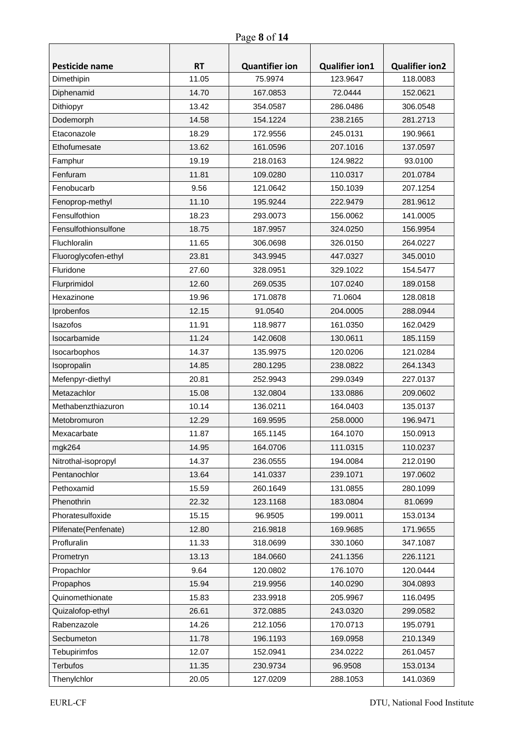| Pesticide name | RT | Quantifier ion | Qualifier ion1 | Qualifier ion2 |
|---|---|---|---|---|
| Dimethipin | 11.05 | 75.9974 | 123.9647 | 118.0083 |
| Diphenamid | 14.70 | 167.0853 | 72.0444 | 152.0621 |
| Dithiopyr | 13.42 | 354.0587 | 286.0486 | 306.0548 |
| Dodemorph | 14.58 | 154.1224 | 238.2165 | 281.2713 |
| Etaconazole | 18.29 | 172.9556 | 245.0131 | 190.9661 |
| Ethofumesate | 13.62 | 161.0596 | 207.1016 | 137.0597 |
| Famphur | 19.19 | 218.0163 | 124.9822 | 93.0100 |
| Fenfuram | 11.81 | 109.0280 | 110.0317 | 201.0784 |
| Fenobucarb | 9.56 | 121.0642 | 150.1039 | 207.1254 |
| Fenoprop-methyl | 11.10 | 195.9244 | 222.9479 | 281.9612 |
| Fensulfothion | 18.23 | 293.0073 | 156.0062 | 141.0005 |
| Fensulfothionsulfone | 18.75 | 187.9957 | 324.0250 | 156.9954 |
| Fluchloralin | 11.65 | 306.0698 | 326.0150 | 264.0227 |
| Fluoroglycofen-ethyl | 23.81 | 343.9945 | 447.0327 | 345.0010 |
| Fluridone | 27.60 | 328.0951 | 329.1022 | 154.5477 |
| Flurprimidol | 12.60 | 269.0535 | 107.0240 | 189.0158 |
| Hexazinone | 19.96 | 171.0878 | 71.0604 | 128.0818 |
| Iprobenfos | 12.15 | 91.0540 | 204.0005 | 288.0944 |
| Isazofos | 11.91 | 118.9877 | 161.0350 | 162.0429 |
| Isocarbamide | 11.24 | 142.0608 | 130.0611 | 185.1159 |
| Isocarbophos | 14.37 | 135.9975 | 120.0206 | 121.0284 |
| Isopropalin | 14.85 | 280.1295 | 238.0822 | 264.1343 |
| Mefenpyr-diethyl | 20.81 | 252.9943 | 299.0349 | 227.0137 |
| Metazachlor | 15.08 | 132.0804 | 133.0886 | 209.0602 |
| Methabenzthiazuron | 10.14 | 136.0211 | 164.0403 | 135.0137 |
| Metobromuron | 12.29 | 169.9595 | 258.0000 | 196.9471 |
| Mexacarbate | 11.87 | 165.1145 | 164.1070 | 150.0913 |
| mgk264 | 14.95 | 164.0706 | 111.0315 | 110.0237 |
| Nitrothal-isopropyl | 14.37 | 236.0555 | 194.0084 | 212.0190 |
| Pentanochlor | 13.64 | 141.0337 | 239.1071 | 197.0602 |
| Pethoxamid | 15.59 | 260.1649 | 131.0855 | 280.1099 |
| Phenothrin | 22.32 | 123.1168 | 183.0804 | 81.0699 |
| Phoratesulfoxide | 15.15 | 96.9505 | 199.0011 | 153.0134 |
| Plifenate(Penfenate) | 12.80 | 216.9818 | 169.9685 | 171.9655 |
| Profluralin | 11.33 | 318.0699 | 330.1060 | 347.1087 |
| Prometryn | 13.13 | 184.0660 | 241.1356 | 226.1121 |
| Propachlor | 9.64 | 120.0802 | 176.1070 | 120.0444 |
| Propaphos | 15.94 | 219.9956 | 140.0290 | 304.0893 |
| Quinomethionate | 15.83 | 233.9918 | 205.9967 | 116.0495 |
| Quizalofop-ethyl | 26.61 | 372.0885 | 243.0320 | 299.0582 |
| Rabenzazole | 14.26 | 212.1056 | 170.0713 | 195.0791 |
| Secbumeton | 11.78 | 196.1193 | 169.0958 | 210.1349 |
| Tebupirimfos | 12.07 | 152.0941 | 234.0222 | 261.0457 |
| Terbufos | 11.35 | 230.9734 | 96.9508 | 153.0134 |
| Thenylchlor | 20.05 | 127.0209 | 288.1053 | 141.0369 |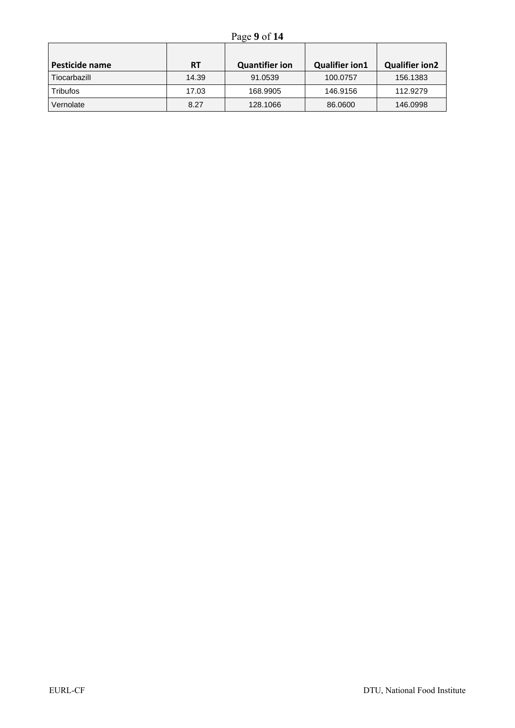| Pesticide name | RT | Quantifier ion | Qualifier ion1 | Qualifier ion2 |
|---|---|---|---|---|
| Tiocarbazill | 14.39 | 91.0539 | 100.0757 | 156.1383 |
| Tribufos | 17.03 | 168.9905 | 146.9156 | 112.9279 |
| Vernolate | 8.27 | 128.1066 | 86.0600 | 146.0998 |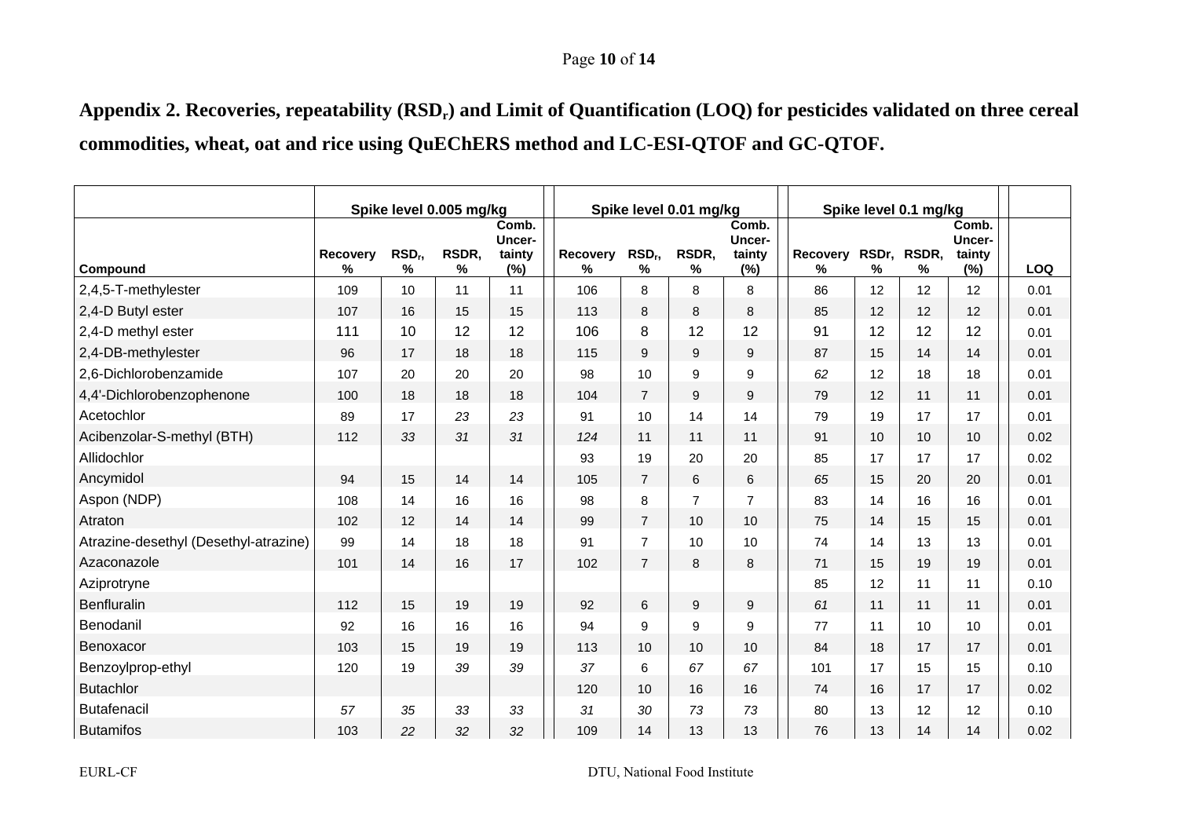**Appendix 2. Recoveries, repeatability ($RSD_r$) and Limit of Quantification (LOQ) for pesticides validated on three cereal commodities, wheat, oat and rice using QuEChERS method and LC-ESI-QTOF and GC-QTOF.**

| | Spike level 0.005 mg/kg | | | | Spike level 0.01 mg/kg | | | | Spike level 0.1 mg/kg | | | | |
|---|---|---|---|---|---|---|---|---|---|---|---|---|---|
| Compound | Recovery % | $RSD_r$, % | RSDR, % | Comb. Uncer-tainty (%) | Recovery % | $RSD_r$, % | RSDR, % | Comb. Uncer-tainty (%) | Recovery % | RSDr, % | RSDR, % | Comb. Uncer-tainty (%) | LOQ |
| 2,4,5-T-methylester | 109 | 10 | 11 | 11 | 106 | 8 | 8 | 8 | 86 | 12 | 12 | 12 | 0.01 |
| 2,4-D Butyl ester | 107 | 16 | 15 | 15 | 113 | 8 | 8 | 8 | 85 | 12 | 12 | 12 | 0.01 |
| 2,4-D methyl ester | 111 | 10 | 12 | 12 | 106 | 8 | 12 | 12 | 91 | 12 | 12 | 12 | 0.01 |
| 2,4-DB-methylester | 96 | 17 | 18 | 18 | 115 | 9 | 9 | 9 | 87 | 15 | 14 | 14 | 0.01 |
| 2,6-Dichlorobenzamide | 107 | 20 | 20 | 20 | 98 | 10 | 9 | 9 | *62* | 12 | 18 | 18 | 0.01 |
| 4,4'-Dichlorobenzophenone | 100 | 18 | 18 | 18 | 104 | 7 | 9 | 9 | 79 | 12 | 11 | 11 | 0.01 |
| Acetochlor | 89 | 17 | *23* | *23* | 91 | 10 | 14 | 14 | 79 | 19 | 17 | 17 | 0.01 |
| Acibenzolar-S-methyl (BTH) | 112 | *33* | *31* | *31* | *124* | 11 | 11 | 11 | 91 | 10 | 10 | 10 | 0.02 |
| Allidochlor | | | | | 93 | 19 | 20 | 20 | 85 | 17 | 17 | 17 | 0.02 |
| Ancymidol | 94 | 15 | 14 | 14 | 105 | 7 | 6 | 6 | *65* | 15 | 20 | 20 | 0.01 |
| Aspon (NDP) | 108 | 14 | 16 | 16 | 98 | 8 | 7 | 7 | 83 | 14 | 16 | 16 | 0.01 |
| Atraton | 102 | 12 | 14 | 14 | 99 | 7 | 10 | 10 | 75 | 14 | 15 | 15 | 0.01 |
| Atrazine-desethyl (Desethyl-atrazine) | 99 | 14 | 18 | 18 | 91 | 7 | 10 | 10 | 74 | 14 | 13 | 13 | 0.01 |
| Azaconazole | 101 | 14 | 16 | 17 | 102 | 7 | 8 | 8 | 71 | 15 | 19 | 19 | 0.01 |
| Aziprotryne | | | | | | | | | 85 | 12 | 11 | 11 | 0.10 |
| Benfluralin | 112 | 15 | 19 | 19 | 92 | 6 | 9 | 9 | *61* | 11 | 11 | 11 | 0.01 |
| Benodanil | 92 | 16 | 16 | 16 | 94 | 9 | 9 | 9 | 77 | 11 | 10 | 10 | 0.01 |
| Benoxacor | 103 | 15 | 19 | 19 | 113 | 10 | 10 | 10 | 84 | 18 | 17 | 17 | 0.01 |
| Benzoylprop-ethyl | 120 | 19 | *39* | *39* | *37* | 6 | *67* | *67* | 101 | 17 | 15 | 15 | 0.10 |
| Butachlor | | | | | 120 | 10 | 16 | 16 | 74 | 16 | 17 | 17 | 0.02 |
| Butafenacil | *57* | *35* | *33* | *33* | *31* | *30* | *73* | *73* | 80 | 13 | 12 | 12 | 0.10 |
| Butamifos | 103 | *22* | *32* | *32* | 109 | 14 | 13 | 13 | 76 | 13 | 14 | 14 | 0.02 |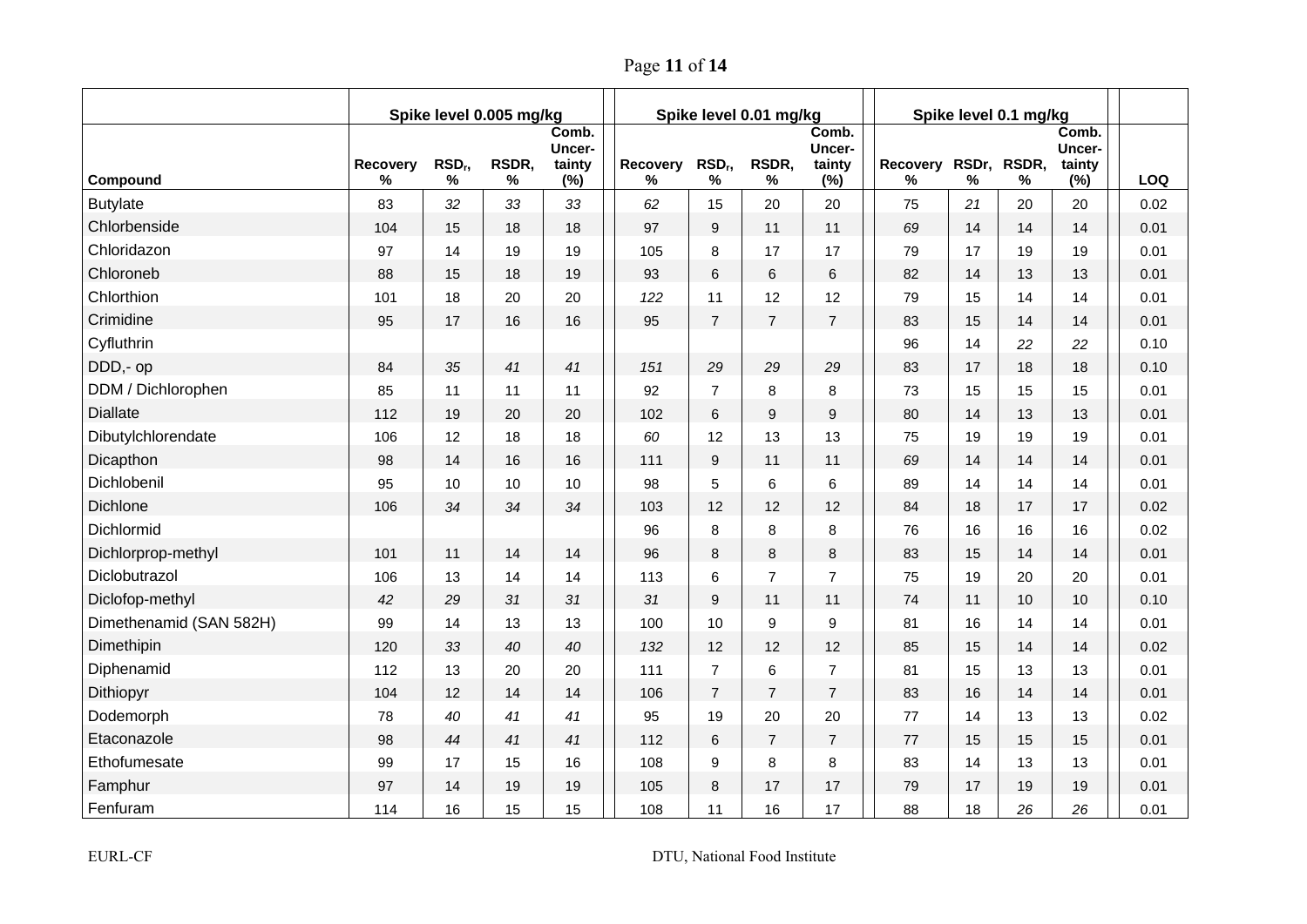| | Spike level 0.005 mg/kg | | | | Spike level 0.01 mg/kg | | | | Spike level 0.1 mg/kg | | | | |
|---|---|---|---|---|---|---|---|---|---|---|---|---|---|
| Compound | Recovery % | $RSD_r$, % | RSDR, % | Comb. Uncer-tainty (%) | Recovery % | $RSD_r$, % | RSDR, % | Comb. Uncer-tainty (%) | Recovery % | RSDr, % | RSDR, % | Comb. Uncer-tainty (%) | LOQ |
| Butylate | 83 | *32* | *33* | *33* | *62* | 15 | 20 | 20 | 75 | *21* | 20 | 20 | 0.02 |
| Chlorbenside | 104 | 15 | 18 | 18 | 97 | 9 | 11 | 11 | *69* | 14 | 14 | 14 | 0.01 |
| Chloridazon | 97 | 14 | 19 | 19 | 105 | 8 | 17 | 17 | 79 | 17 | 19 | 19 | 0.01 |
| Chloroneb | 88 | 15 | 18 | 19 | 93 | 6 | 6 | 6 | 82 | 14 | 13 | 13 | 0.01 |
| Chlorthion | 101 | 18 | 20 | 20 | *122* | 11 | 12 | 12 | 79 | 15 | 14 | 14 | 0.01 |
| Crimidine | 95 | 17 | 16 | 16 | 95 | 7 | 7 | 7 | 83 | 15 | 14 | 14 | 0.01 |
| Cyfluthrin | | | | | | | | | 96 | 14 | *22* | *22* | 0.10 |
| DDD,- op | 84 | *35* | *41* | *41* | *151* | *29* | *29* | *29* | 83 | 17 | 18 | 18 | 0.10 |
| DDM / Dichlorophen | 85 | 11 | 11 | 11 | 92 | 7 | 8 | 8 | 73 | 15 | 15 | 15 | 0.01 |
| Diallate | 112 | 19 | 20 | 20 | 102 | 6 | 9 | 9 | 80 | 14 | 13 | 13 | 0.01 |
| Dibutylchlorendate | 106 | 12 | 18 | 18 | *60* | 12 | 13 | 13 | 75 | 19 | 19 | 19 | 0.01 |
| Dicapthon | 98 | 14 | 16 | 16 | 111 | 9 | 11 | 11 | *69* | 14 | 14 | 14 | 0.01 |
| Dichlobenil | 95 | 10 | 10 | 10 | 98 | 5 | 6 | 6 | 89 | 14 | 14 | 14 | 0.01 |
| Dichlone | 106 | *34* | *34* | *34* | 103 | 12 | 12 | 12 | 84 | 18 | 17 | 17 | 0.02 |
| Dichlormid | | | | | 96 | 8 | 8 | 8 | 76 | 16 | 16 | 16 | 0.02 |
| Dichlorprop-methyl | 101 | 11 | 14 | 14 | 96 | 8 | 8 | 8 | 83 | 15 | 14 | 14 | 0.01 |
| Diclobutrazol | 106 | 13 | 14 | 14 | 113 | 6 | 7 | 7 | 75 | 19 | 20 | 20 | 0.01 |
| Diclofop-methyl | *42* | *29* | *31* | *31* | *31* | 9 | 11 | 11 | 74 | 11 | 10 | 10 | 0.10 |
| Dimethenamid (SAN 582H) | 99 | 14 | 13 | 13 | 100 | 10 | 9 | 9 | 81 | 16 | 14 | 14 | 0.01 |
| Dimethipin | 120 | *33* | *40* | *40* | *132* | 12 | 12 | 12 | 85 | 15 | 14 | 14 | 0.02 |
| Diphenamid | 112 | 13 | 20 | 20 | 111 | 7 | 6 | 7 | 81 | 15 | 13 | 13 | 0.01 |
| Dithiopyr | 104 | 12 | 14 | 14 | 106 | 7 | 7 | 7 | 83 | 16 | 14 | 14 | 0.01 |
| Dodemorph | 78 | *40* | *41* | *41* | 95 | 19 | 20 | 20 | 77 | 14 | 13 | 13 | 0.02 |
| Etaconazole | 98 | *44* | *41* | *41* | 112 | 6 | 7 | 7 | 77 | 15 | 15 | 15 | 0.01 |
| Ethofumesate | 99 | 17 | 15 | 16 | 108 | 9 | 8 | 8 | 83 | 14 | 13 | 13 | 0.01 |
| Famphur | 97 | 14 | 19 | 19 | 105 | 8 | 17 | 17 | 79 | 17 | 19 | 19 | 0.01 |
| Fenfuram | 114 | 16 | 15 | 15 | 108 | 11 | 16 | 17 | 88 | 18 | *26* | *26* | 0.01 |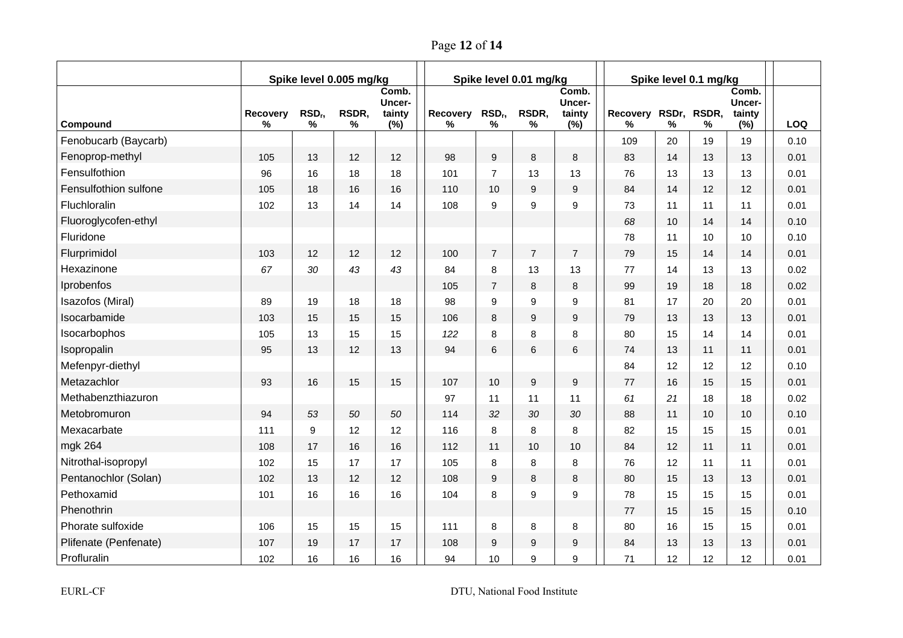| | Spike level 0.005 mg/kg | | | | Spike level 0.01 mg/kg | | | | Spike level 0.1 mg/kg | | | | |
|---|---|---|---|---|---|---|---|---|---|---|---|---|---|
| Compound | Recovery % | $RSD_r$, % | RSDR, % | Comb. Uncer-tainty (%) | Recovery % | $RSD_r$, % | RSDR, % | Comb. Uncer-tainty (%) | Recovery % | RSDr, % | RSDR, % | Comb. Uncer-tainty (%) | LOQ |
| Fenobucarb (Baycarb) | | | | | | | | | 109 | 20 | 19 | 19 | 0.10 |
| Fenoprop-methyl | 105 | 13 | 12 | 12 | 98 | 9 | 8 | 8 | 83 | 14 | 13 | 13 | 0.01 |
| Fensulfothion | 96 | 16 | 18 | 18 | 101 | 7 | 13 | 13 | 76 | 13 | 13 | 13 | 0.01 |
| Fensulfothion sulfone | 105 | 18 | 16 | 16 | 110 | 10 | 9 | 9 | 84 | 14 | 12 | 12 | 0.01 |
| Fluchloralin | 102 | 13 | 14 | 14 | 108 | 9 | 9 | 9 | 73 | 11 | 11 | 11 | 0.01 |
| Fluoroglycofen-ethyl | | | | | | | | | *68* | 10 | 14 | 14 | 0.10 |
| Fluridone | | | | | | | | | 78 | 11 | 10 | 10 | 0.10 |
| Flurprimidol | 103 | 12 | 12 | 12 | 100 | 7 | 7 | 7 | 79 | 15 | 14 | 14 | 0.01 |
| Hexazinone | *67* | *30* | *43* | *43* | 84 | 8 | 13 | 13 | 77 | 14 | 13 | 13 | 0.02 |
| Iprobenfos | | | | | 105 | 7 | 8 | 8 | 99 | 19 | 18 | 18 | 0.02 |
| Isazofos (Miral) | 89 | 19 | 18 | 18 | 98 | 9 | 9 | 9 | 81 | 17 | 20 | 20 | 0.01 |
| Isocarbamide | 103 | 15 | 15 | 15 | 106 | 8 | 9 | 9 | 79 | 13 | 13 | 13 | 0.01 |
| Isocarbophos | 105 | 13 | 15 | 15 | *122* | 8 | 8 | 8 | 80 | 15 | 14 | 14 | 0.01 |
| Isopropalin | 95 | 13 | 12 | 13 | 94 | 6 | 6 | 6 | 74 | 13 | 11 | 11 | 0.01 |
| Mefenpyr-diethyl | | | | | | | | | 84 | 12 | 12 | 12 | 0.10 |
| Metazachlor | 93 | 16 | 15 | 15 | 107 | 10 | 9 | 9 | 77 | 16 | 15 | 15 | 0.01 |
| Methabenzthiazuron | | | | | 97 | 11 | 11 | 11 | *61* | *21* | 18 | 18 | 0.02 |
| Metobromuron | 94 | *53* | *50* | *50* | 114 | *32* | *30* | *30* | 88 | 11 | 10 | 10 | 0.10 |
| Mexacarbate | 111 | 9 | 12 | 12 | 116 | 8 | 8 | 8 | 82 | 15 | 15 | 15 | 0.01 |
| mgk 264 | 108 | 17 | 16 | 16 | 112 | 11 | 10 | 10 | 84 | 12 | 11 | 11 | 0.01 |
| Nitrothal-isopropyl | 102 | 15 | 17 | 17 | 105 | 8 | 8 | 8 | 76 | 12 | 11 | 11 | 0.01 |
| Pentanochlor (Solan) | 102 | 13 | 12 | 12 | 108 | 9 | 8 | 8 | 80 | 15 | 13 | 13 | 0.01 |
| Pethoxamid | 101 | 16 | 16 | 16 | 104 | 8 | 9 | 9 | 78 | 15 | 15 | 15 | 0.01 |
| Phenothrin | | | | | | | | | 77 | 15 | 15 | 15 | 0.10 |
| Phorate sulfoxide | 106 | 15 | 15 | 15 | 111 | 8 | 8 | 8 | 80 | 16 | 15 | 15 | 0.01 |
| Plifenate (Penfenate) | 107 | 19 | 17 | 17 | 108 | 9 | 9 | 9 | 84 | 13 | 13 | 13 | 0.01 |
| Profluralin | 102 | 16 | 16 | 16 | 94 | 10 | 9 | 9 | 71 | 12 | 12 | 12 | 0.01 |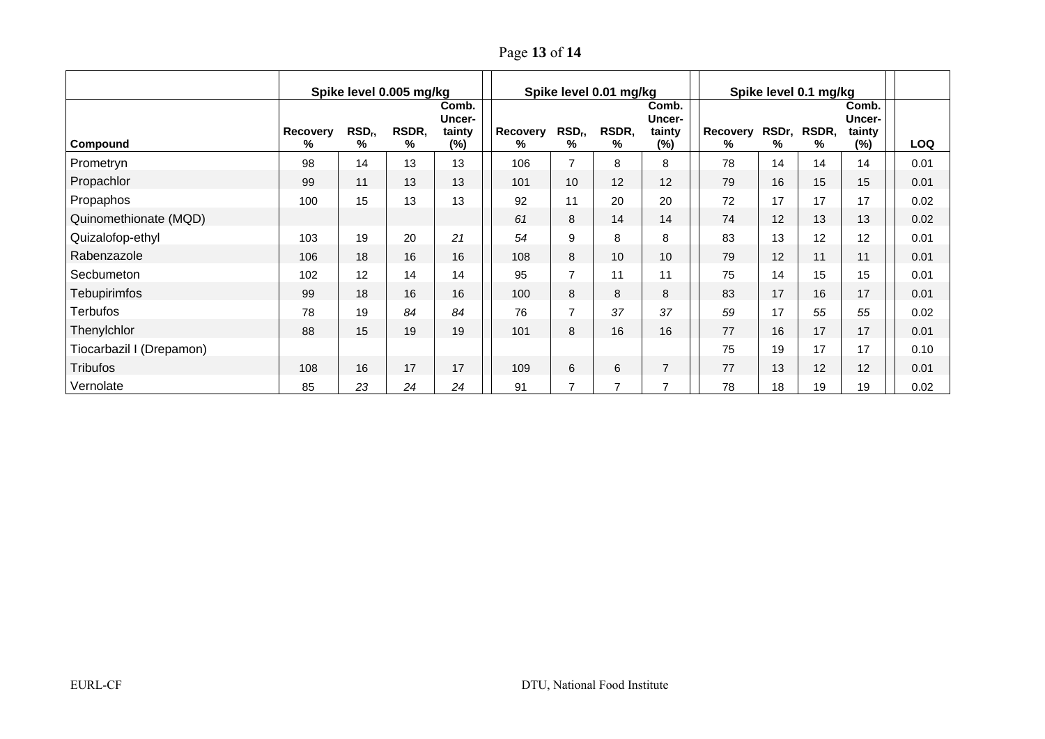| Compound | Spike level 0.005 mg/kg | | | | Spike level 0.01 mg/kg | | | | Spike level 0.1 mg/kg | | | | |
|---|---|---|---|---|---|---|---|---|---|---|---|---|---|
| | Recovery % | $RSD_r$, % | RSDR, % | Comb. Uncer-tainty (%) | Recovery % | $RSD_r$, % | RSDR, % | Comb. Uncer-tainty (%) | Recovery % | RSDr, % | RSDR, % | Comb. Uncer-tainty (%) | LOQ |
| Prometryn | 98 | 14 | 13 | 13 | 106 | 7 | 8 | 8 | 78 | 14 | 14 | 14 | 0.01 |
| Propachlor | 99 | 11 | 13 | 13 | 101 | 10 | 12 | 12 | 79 | 16 | 15 | 15 | 0.01 |
| Propaphos | 100 | 15 | 13 | 13 | 92 | 11 | 20 | 20 | 72 | 17 | 17 | 17 | 0.02 |
| Quinomethionate (MQD) | | | | | *61* | 8 | 14 | 14 | 74 | 12 | 13 | 13 | 0.02 |
| Quizalofop-ethyl | 103 | 19 | 20 | *21* | *54* | 9 | 8 | 8 | 83 | 13 | 12 | 12 | 0.01 |
| Rabenzazole | 106 | 18 | 16 | 16 | 108 | 8 | 10 | 10 | 79 | 12 | 11 | 11 | 0.01 |
| Secbumeton | 102 | 12 | 14 | 14 | 95 | 7 | 11 | 11 | 75 | 14 | 15 | 15 | 0.01 |
| Tebupirimfos | 99 | 18 | 16 | 16 | 100 | 8 | 8 | 8 | 83 | 17 | 16 | 17 | 0.01 |
| Terbufos | 78 | 19 | *84* | *84* | 76 | 7 | *37* | *37* | *59* | 17 | *55* | *55* | 0.02 |
| Thenylchlor | 88 | 15 | 19 | 19 | 101 | 8 | 16 | 16 | 77 | 16 | 17 | 17 | 0.01 |
| Tiocarbazil I (Drepamon) | | | | | | | | | 75 | 19 | 17 | 17 | 0.10 |
| Tribufos | 108 | 16 | 17 | 17 | 109 | 6 | 6 | 7 | 77 | 13 | 12 | 12 | 0.01 |
| Vernolate | 85 | *23* | *24* | *24* | 91 | 7 | 7 | 7 | 78 | 18 | 19 | 19 | 0.02 |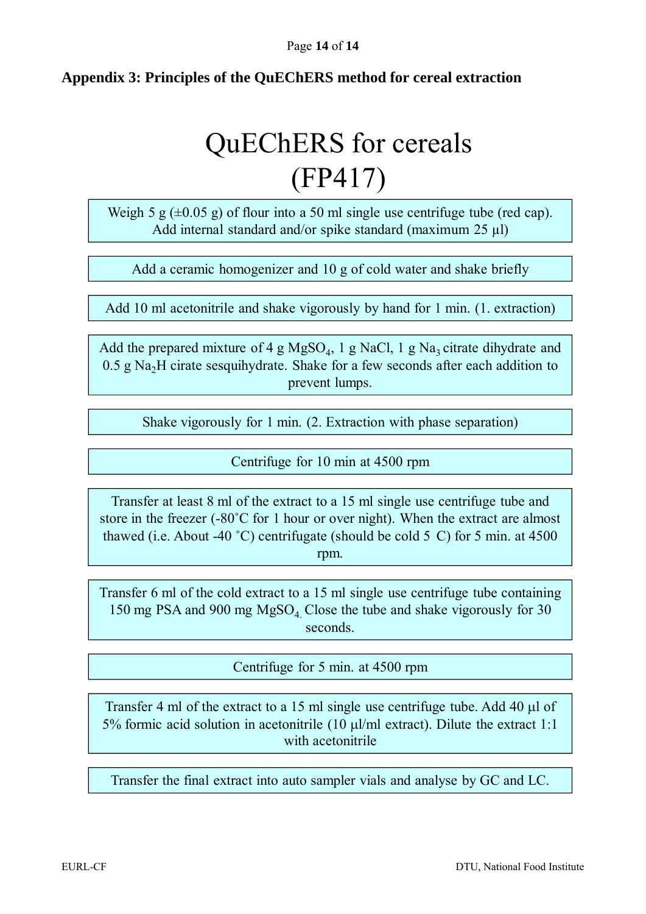## Appendix 3: Principles of the QuEChERS method for cereal extraction

# QuEChERS for cereals (FP417)

Weigh 5 g (±0.05 g) of flour into a 50 ml single use centrifuge tube (red cap). Add internal standard and/or spike standard (maximum 25 µl)

Add a ceramic homogenizer and 10 g of cold water and shake briefly

Add 10 ml acetonitrile and shake vigorously by hand for 1 min. (1. extraction)

Add the prepared mixture of 4 g $MgSO_4$, 1 g NaCl, 1 g $Na_3$ citrate dihydrate and 0.5 g $Na_2$H cirate sesquihydrate. Shake for a few seconds after each addition to prevent lumps.

Shake vigorously for 1 min. (2. Extraction with phase separation)

Centrifuge for 10 min at 4500 rpm

Transfer at least 8 ml of the extract to a 15 ml single use centrifuge tube and store in the freezer (-80˚C for 1 hour or over night). When the extract are almost thawed (i.e. About -40 ˚C) centrifugate (should be cold 5 C) for 5 min. at 4500 rpm.

Transfer 6 ml of the cold extract to a 15 ml single use centrifuge tube containing 150 mg PSA and 900 mg $MgSO_4$. Close the tube and shake vigorously for 30 seconds.

Centrifuge for 5 min. at 4500 rpm

Transfer 4 ml of the extract to a 15 ml single use centrifuge tube. Add 40 µl of 5% formic acid solution in acetonitrile (10 µl/ml extract). Dilute the extract 1:1 with acetonitrile

Transfer the final extract into auto sampler vials and analyse by GC and LC.